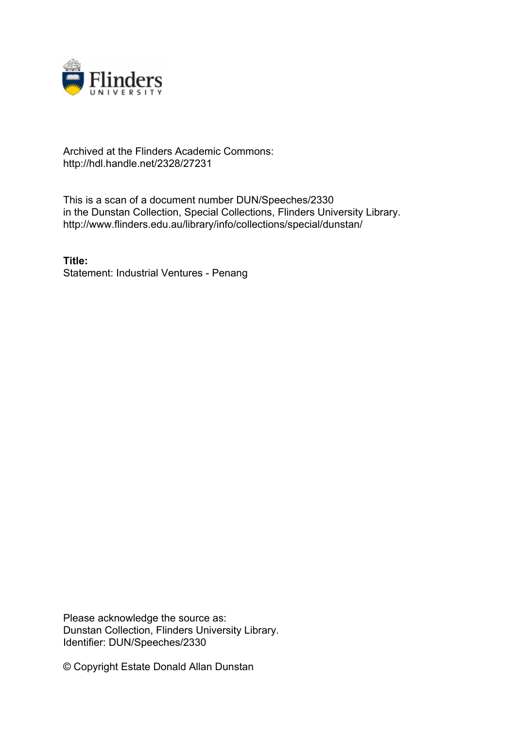Archived at the Flinders Academic Commons:
http://hdl.handle.net/2328/27231

This is a scan of a document number DUN/Speeches/2330
in the Dunstan Collection, Special Collections, Flinders University Library.
http://www.flinders.edu.au/library/info/collections/special/dunstan/

**Title:**
Statement: Industrial Ventures - Penang

Please acknowledge the source as:
Dunstan Collection, Flinders University Library.
Identifier: DUN/Speeches/2330

© Copyright Estate Donald Allan Dunstan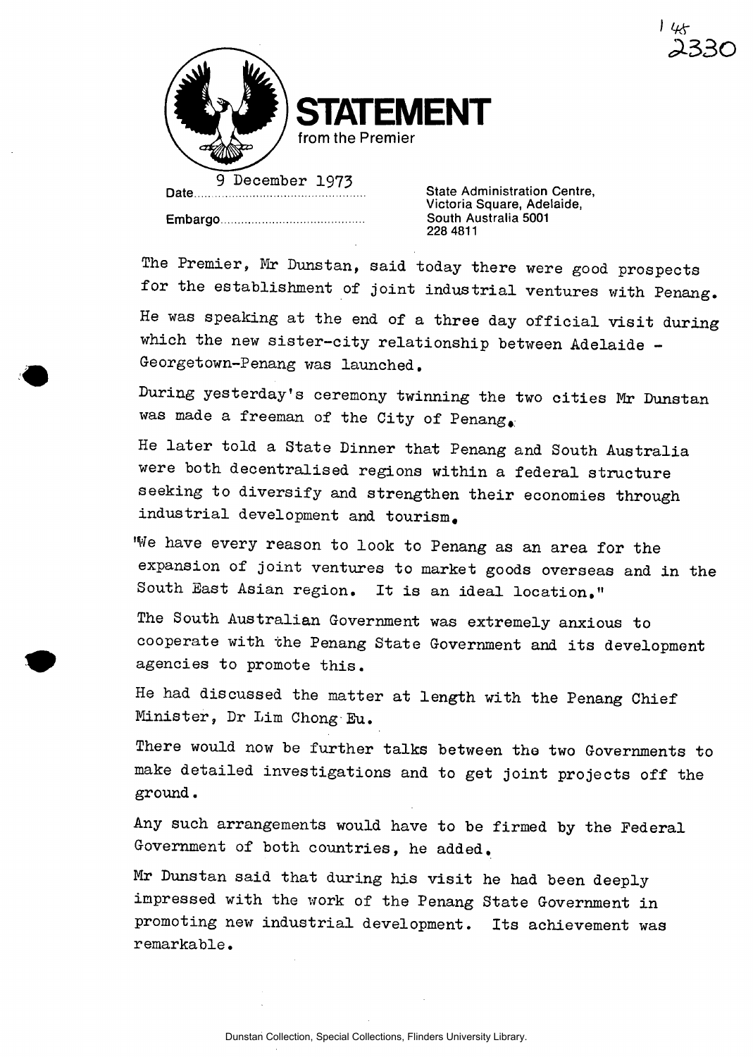# STATEMENT

from the Premier

Date 9 December 1973

Embargo

State Administration Centre,
Victoria Square, Adelaide,
South Australia 5001
228 4811

The Premier, Mr Dunstan, said today there were good prospects for the establishment of joint industrial ventures with Penang.

He was speaking at the end of a three day official visit during which the new sister-city relationship between Adelaide - Georgetown-Penang was launched.

During yesterday's ceremony twinning the two cities Mr Dunstan was made a freeman of the City of Penang.

He later told a State Dinner that Penang and South Australia were both decentralised regions within a federal structure seeking to diversify and strengthen their economies through industrial development and tourism.

"We have every reason to look to Penang as an area for the expansion of joint ventures to market goods overseas and in the South East Asian region. It is an ideal location."

The South Australian Government was extremely anxious to cooperate with the Penang State Government and its development agencies to promote this.

He had discussed the matter at length with the Penang Chief Minister, Dr Lim Chong Eu.

There would now be further talks between the two Governments to make detailed investigations and to get joint projects off the ground.

Any such arrangements would have to be firmed by the Federal Government of both countries, he added.

Mr Dunstan said that during his visit he had been deeply impressed with the work of the Penang State Government in promoting new industrial development. Its achievement was remarkable.